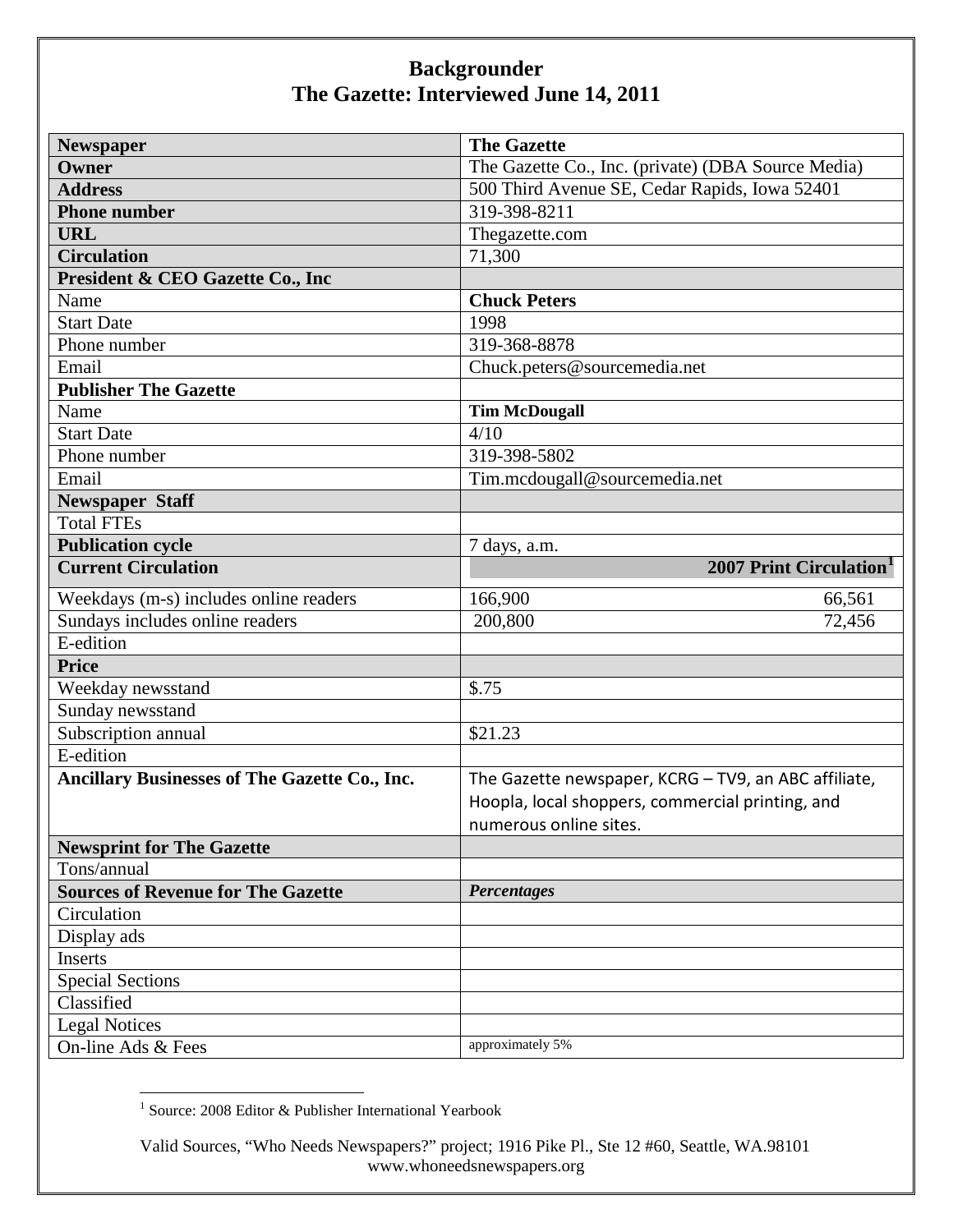# Backgrounder
## The Gazette: Interviewed June 14, 2011

| **Newspaper** | **The Gazette** | |
|---|---|---|
| **Owner** | The Gazette Co., Inc. (private) (DBA Source Media) | |
| **Address** | 500 Third Avenue SE, Cedar Rapids, Iowa 52401 | |
| **Phone number** | 319-398-8211 | |
| **URL** | Thegazette.com | |
| **Circulation** | 71,300 | |
| **President & CEO Gazette Co., Inc** | | |
| Name | **Chuck Peters** | |
| Start Date | 1998 | |
| Phone number | 319-368-8878 | |
| Email | Chuck.peters@sourcemedia.net | |
| **Publisher The Gazette** | | |
| Name | **Tim McDougall** | |
| Start Date | 4/10 | |
| Phone number | 319-398-5802 | |
| Email | Tim.mcdougall@sourcemedia.net | |
| **Newspaper Staff** | | |
| Total FTEs | | |
| **Publication cycle** | 7 days, a.m. | |
| **Current Circulation** | | **2007 Print Circulation**[1] |
| Weekdays (m-s) includes online readers | 166,900 | 66,561 |
| Sundays includes online readers | 200,800 | 72,456 |
| E-edition | | |
| **Price** | | |
| Weekday newsstand | $.75 | |
| Sunday newsstand | | |
| Subscription annual | $21.23 | |
| E-edition | | |
| **Ancillary Businesses of The Gazette Co., Inc.** | The Gazette newspaper, KCRG – TV9, an ABC affiliate, Hoopla, local shoppers, commercial printing, and numerous online sites. | |
| **Newsprint for The Gazette** | | |
| Tons/annual | | |
| **Sources of Revenue for The Gazette** | ***Percentages*** | |
| Circulation | | |
| Display ads | | |
| Inserts | | |
| Special Sections | | |
| Classified | | |
| Legal Notices | | |
| On-line Ads & Fees | approximately 5% | |

[1] Source: 2008 Editor & Publisher International Yearbook

Valid Sources, "Who Needs Newspapers?" project; 1916 Pike Pl., Ste 12 #60, Seattle, WA.98101
www.whoneedsnewspapers.org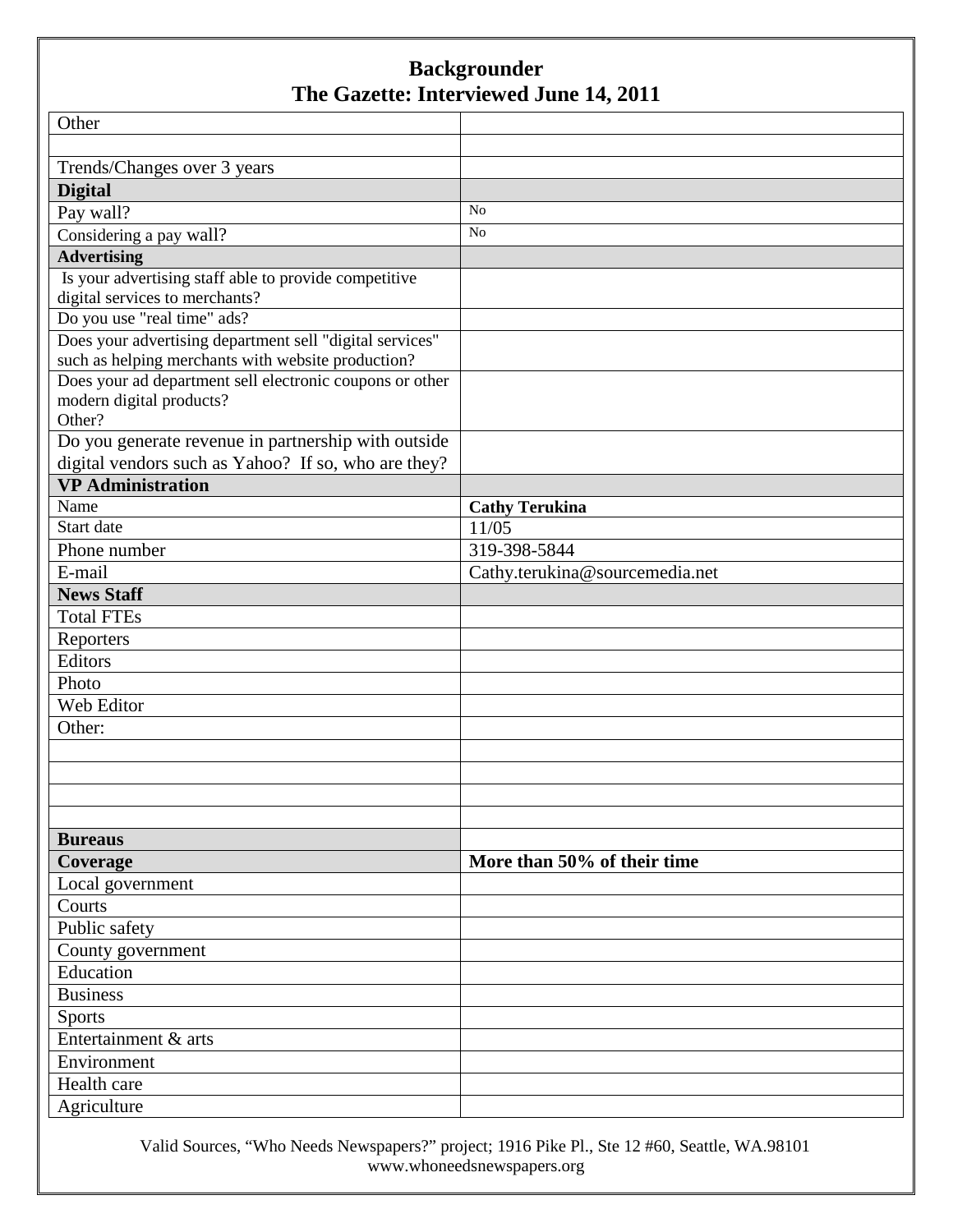## Backgrounder
## The Gazette: Interviewed June 14, 2011

| | |
|---|---|
| Other | |
| | |
| Trends/Changes over 3 years | |
| **Digital** | |
| Pay wall? | No |
| Considering a pay wall? | No |
| **Advertising** | |
| Is your advertising staff able to provide competitive digital services to merchants? | |
| Do you use "real time" ads? | |
| Does your advertising department sell "digital services" such as helping merchants with website production? | |
| Does your ad department sell electronic coupons or other modern digital products?<br>Other? | |
| Do you generate revenue in partnership with outside digital vendors such as Yahoo? If so, who are they? | |
| **VP Administration** | |
| Name | **Cathy Terukina** |
| Start date | 11/05 |
| Phone number | 319-398-5844 |
| E-mail | Cathy.terukina@sourcemedia.net |
| **News Staff** | |
| Total FTEs | |
| Reporters | |
| Editors | |
| Photo | |
| Web Editor | |
| Other: | |
| | |
| | |
| | |
| | |
| **Bureaus** | |
| **Coverage** | **More than 50% of their time** |
| Local government | |
| Courts | |
| Public safety | |
| County government | |
| Education | |
| Business | |
| Sports | |
| Entertainment & arts | |
| Environment | |
| Health care | |
| Agriculture | |

Valid Sources, "Who Needs Newspapers?" project; 1916 Pike Pl., Ste 12 #60, Seattle, WA.98101
www.whoneedsnewspapers.org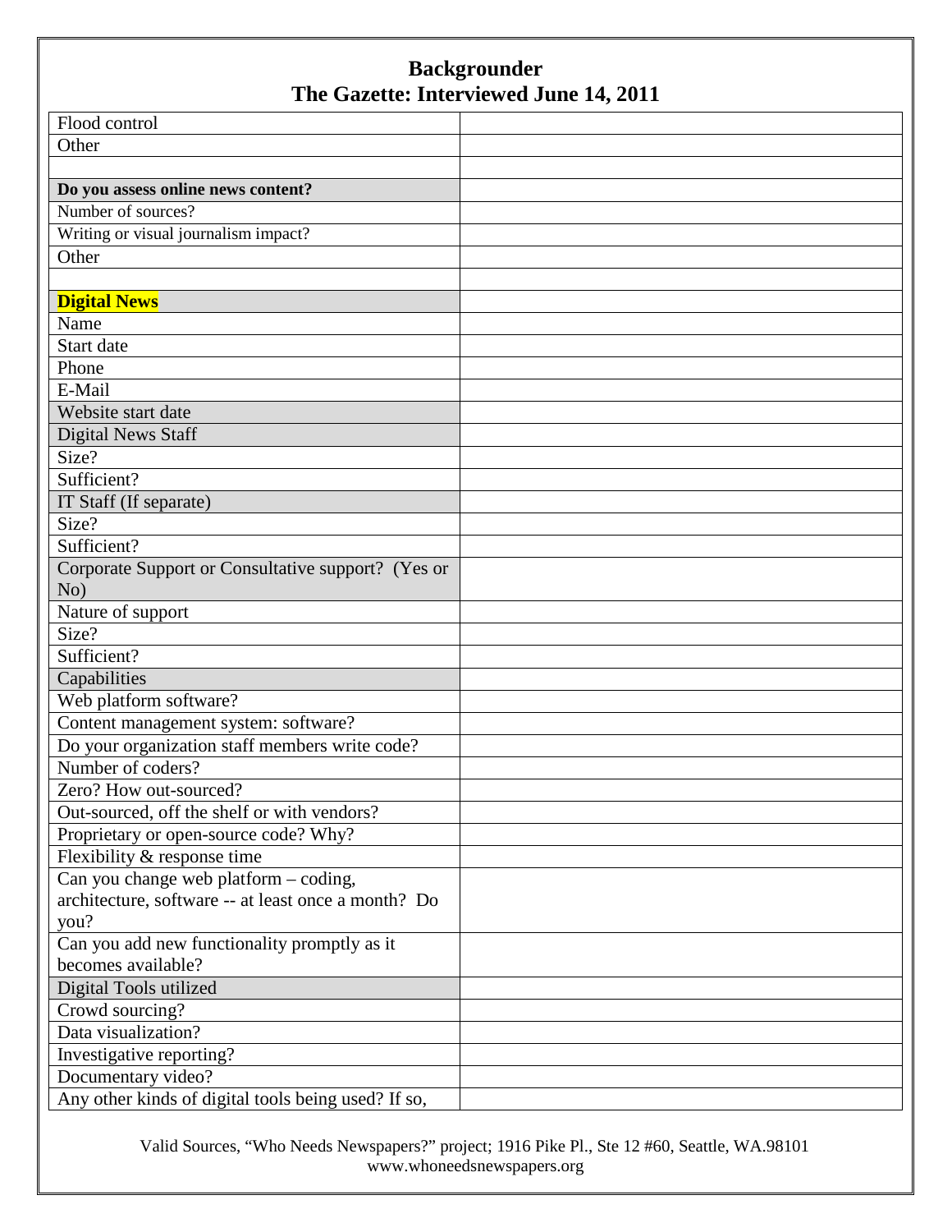## Backgrounder
## The Gazette: Interviewed June 14, 2011

| | |
|---|---|
| Flood control | |
| Other | |
| | |
| **Do you assess online news content?** | |
| Number of sources? | |
| Writing or visual journalism impact? | |
| Other | |
| | |
| **Digital News** | |
| Name | |
| Start date | |
| Phone | |
| E-Mail | |
| Website start date | |
| Digital News Staff | |
| Size? | |
| Sufficient? | |
| IT Staff (If separate) | |
| Size? | |
| Sufficient? | |
| Corporate Support or Consultative support? (Yes or No) | |
| Nature of support | |
| Size? | |
| Sufficient? | |
| Capabilities | |
| Web platform software? | |
| Content management system: software? | |
| Do your organization staff members write code? | |
| Number of coders? | |
| Zero? How out-sourced? | |
| Out-sourced, off the shelf or with vendors? | |
| Proprietary or open-source code? Why? | |
| Flexibility & response time | |
| Can you change web platform – coding, architecture, software -- at least once a month? Do you? | |
| Can you add new functionality promptly as it becomes available? | |
| Digital Tools utilized | |
| Crowd sourcing? | |
| Data visualization? | |
| Investigative reporting? | |
| Documentary video? | |
| Any other kinds of digital tools being used? If so, | |

Valid Sources, "Who Needs Newspapers?" project; 1916 Pike Pl., Ste 12 #60, Seattle, WA.98101
www.whoneedsnewspapers.org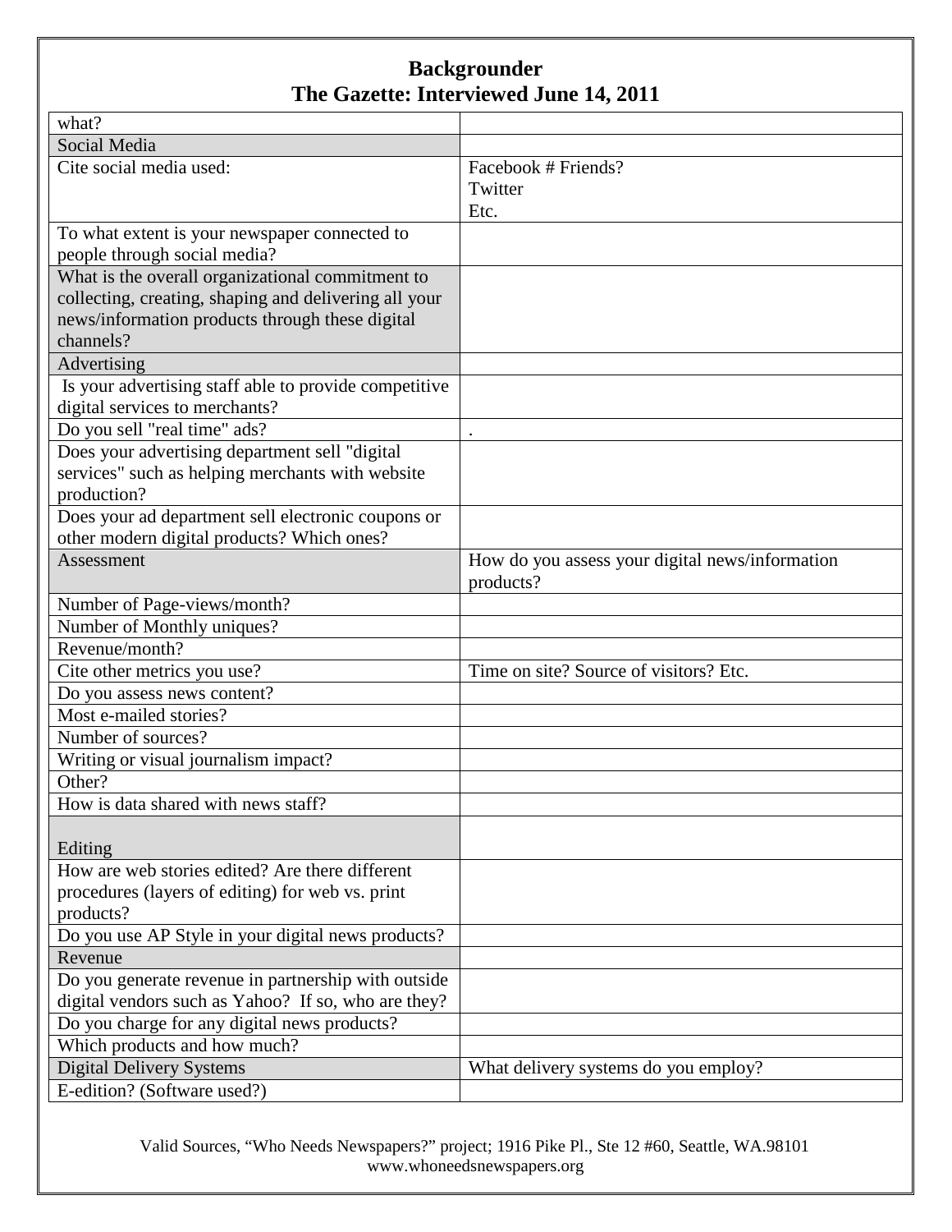## Backgrounder
## The Gazette: Interviewed June 14, 2011

| | |
|---|---|
| what? | |
| Social Media | |
| Cite social media used: | Facebook # Friends?<br>Twitter<br>Etc. |
| To what extent is your newspaper connected to people through social media? | |
| What is the overall organizational commitment to collecting, creating, shaping and delivering all your news/information products through these digital channels? | |
| Advertising | |
| Is your advertising staff able to provide competitive digital services to merchants? | |
| Do you sell "real time" ads? | . |
| Does your advertising department sell "digital services" such as helping merchants with website production? | |
| Does your ad department sell electronic coupons or other modern digital products? Which ones? | |
| Assessment | How do you assess your digital news/information products? |
| Number of Page-views/month? | |
| Number of Monthly uniques? | |
| Revenue/month? | |
| Cite other metrics you use? | Time on site? Source of visitors? Etc. |
| Do you assess news content? | |
| Most e-mailed stories? | |
| Number of sources? | |
| Writing or visual journalism impact? | |
| Other? | |
| How is data shared with news staff? | |
| Editing | |
| How are web stories edited? Are there different procedures (layers of editing) for web vs. print products? | |
| Do you use AP Style in your digital news products? | |
| Revenue | |
| Do you generate revenue in partnership with outside digital vendors such as Yahoo? If so, who are they? | |
| Do you charge for any digital news products? | |
| Which products and how much? | |
| Digital Delivery Systems | What delivery systems do you employ? |
| E-edition? (Software used?) | |

Valid Sources, "Who Needs Newspapers?" project; 1916 Pike Pl., Ste 12 #60, Seattle, WA.98101
www.whoneedsnewspapers.org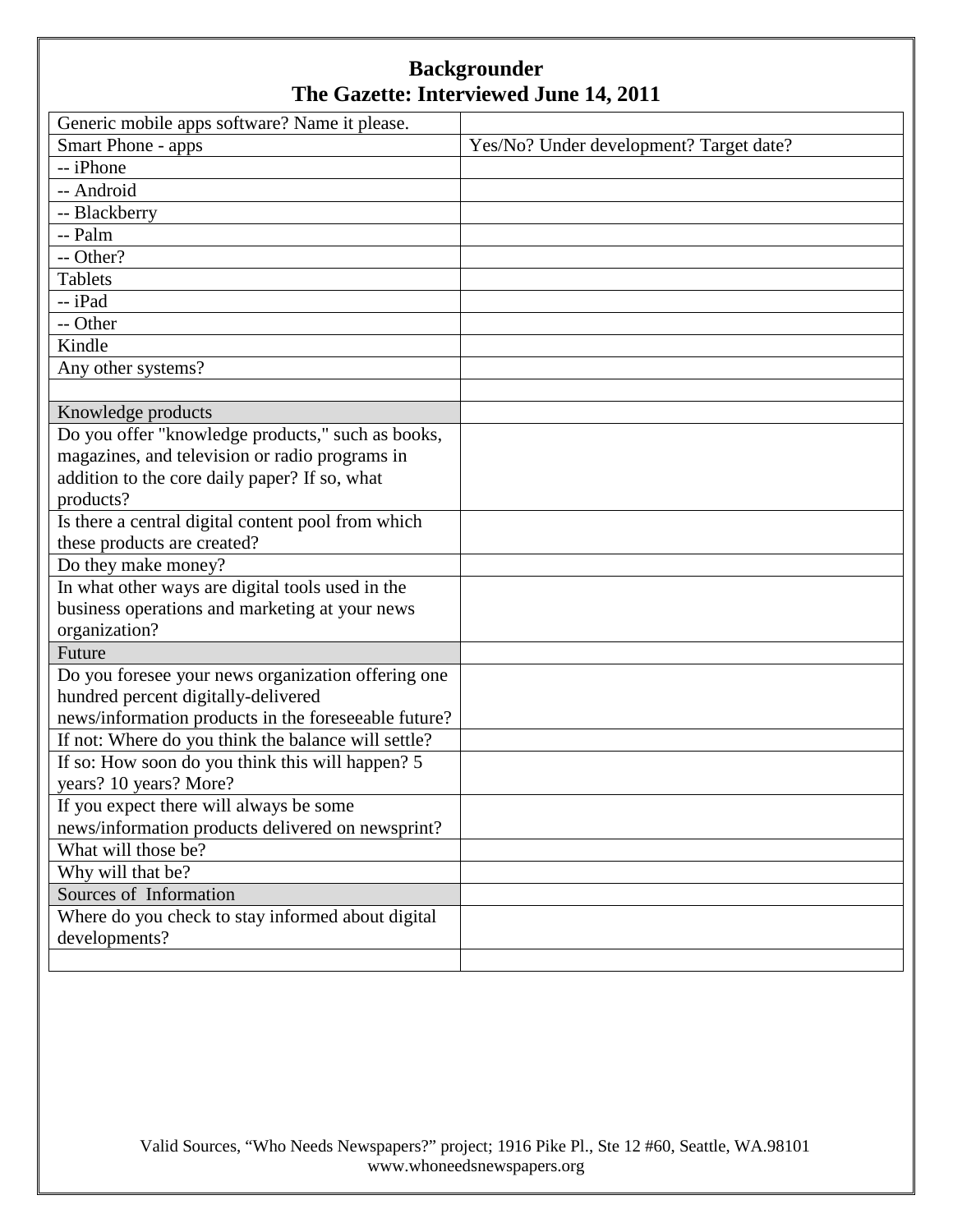# Backgrounder
## The Gazette: Interviewed June 14, 2011

| | |
|---|---|
| Generic mobile apps software? Name it please. | |
| Smart Phone - apps | Yes/No? Under development? Target date? |
| -- iPhone | |
| -- Android | |
| -- Blackberry | |
| -- Palm | |
| -- Other? | |
| Tablets | |
| -- iPad | |
| -- Other | |
| Kindle | |
| Any other systems? | |
| | |
| Knowledge products | |
| Do you offer "knowledge products," such as books, magazines, and television or radio programs in addition to the core daily paper? If so, what products? | |
| Is there a central digital content pool from which these products are created? | |
| Do they make money? | |
| In what other ways are digital tools used in the business operations and marketing at your news organization? | |
| Future | |
| Do you foresee your news organization offering one hundred percent digitally-delivered news/information products in the foreseeable future? | |
| If not: Where do you think the balance will settle? | |
| If so: How soon do you think this will happen? 5 years? 10 years? More? | |
| If you expect there will always be some news/information products delivered on newsprint? | |
| What will those be? | |
| Why will that be? | |
| Sources of Information | |
| Where do you check to stay informed about digital developments? | |
| | |

Valid Sources, "Who Needs Newspapers?" project; 1916 Pike Pl., Ste 12 #60, Seattle, WA.98101
www.whoneedsnewspapers.org